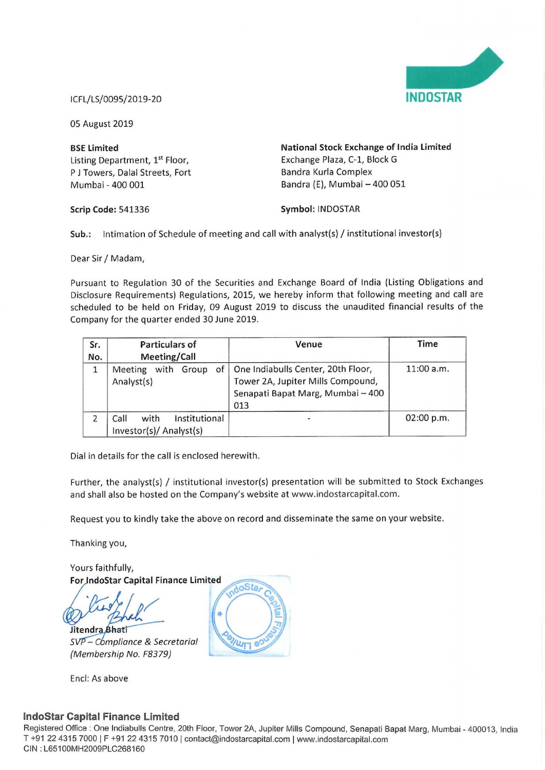INDOSTAR

ICFL/LS/0095/2019-20

05 August 2019

**BSE Limited**
Listing Department, 1st Floor,
P J Towers, Dalal Streets, Fort
Mumbai - 400 001

**National Stock Exchange of India Limited**
Exchange Plaza, C-1, Block G
Bandra Kurla Complex
Bandra (E), Mumbai – 400 051

**Scrip Code:** 541336

**Symbol:** INDOSTAR

**Sub.:** Intimation of Schedule of meeting and call with analyst(s) / institutional investor(s)

Dear Sir / Madam,

Pursuant to Regulation 30 of the Securities and Exchange Board of India (Listing Obligations and Disclosure Requirements) Regulations, 2015, we hereby inform that following meeting and call are scheduled to be held on Friday, 09 August 2019 to discuss the unaudited financial results of the Company for the quarter ended 30 June 2019.

| Sr. No. | Particulars of Meeting/Call | Venue | Time |
|---|---|---|---|
| 1 | Meeting with Group of Analyst(s) | One Indiabulls Center, 20th Floor, Tower 2A, Jupiter Mills Compound, Senapati Bapat Marg, Mumbai – 400 013 | 11:00 a.m. |
| 2 | Call with Institutional Investor(s)/ Analyst(s) | - | 02:00 p.m. |

Dial in details for the call is enclosed herewith.

Further, the analyst(s) / institutional investor(s) presentation will be submitted to Stock Exchanges and shall also be hosted on the Company's website at www.indostarcapital.com.

Request you to kindly take the above on record and disseminate the same on your website.

Thanking you,

Yours faithfully,
**For IndoStar Capital Finance Limited**

Jitendra Bhati
*SVP – Compliance & Secretarial*
*(Membership No. F8379)*

Encl: As above

**IndoStar Capital Finance Limited**
Registered Office : One Indiabulls Centre, 20th Floor, Tower 2A, Jupiter Mills Compound, Senapati Bapat Marg, Mumbai - 400013, India
T +91 22 4315 7000 | F +91 22 4315 7010 | contact@indostarcapital.com | www.indostarcapital.com
CIN : L65100MH2009PLC268160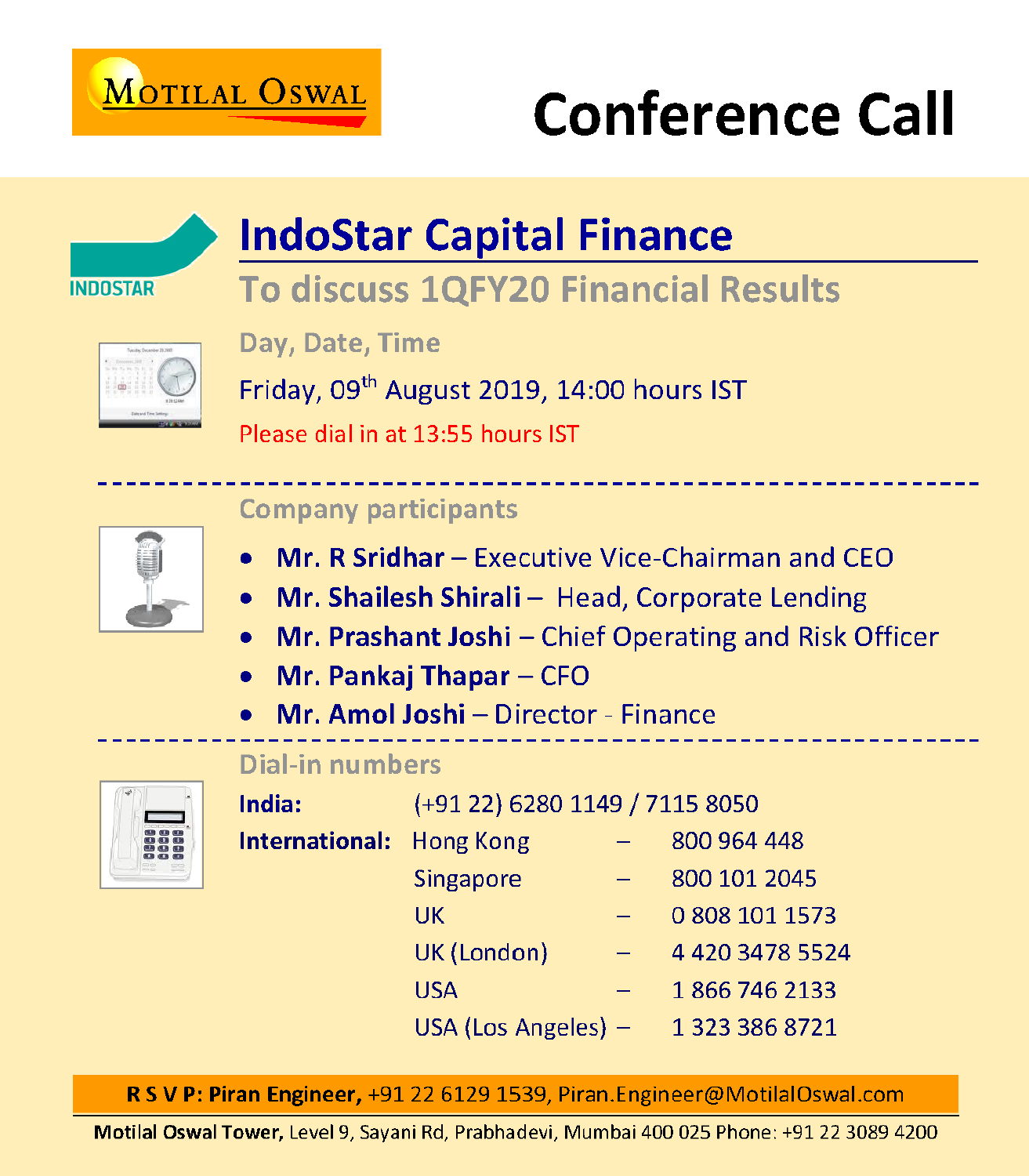MOTILAL OSWAL

# Conference Call

## IndoStar Capital Finance

INDOSTAR

### To discuss 1QFY20 Financial Results

**Day, Date, Time**

Friday, 09th August 2019, 14:00 hours IST

Please dial in at 13:55 hours IST

---

**Company participants**

- **Mr. R Sridhar** – Executive Vice-Chairman and CEO
- **Mr. Shailesh Shirali** – Head, Corporate Lending
- **Mr. Prashant Joshi** – Chief Operating and Risk Officer
- **Mr. Pankaj Thapar** – CFO
- **Mr. Amol Joshi** – Director - Finance

---

**Dial-in numbers**

| | | | |
|---|---|---|---|
| **India:** | (+91 22) 6280 1149 / 7115 8050 | | |
| **International:** | Hong Kong | – | 800 964 448 |
| | Singapore | – | 800 101 2045 |
| | UK | – | 0 808 101 1573 |
| | UK (London) | – | 4 420 3478 5524 |
| | USA | – | 1 866 746 2133 |
| | USA (Los Angeles) | – | 1 323 386 8721 |

**R S V P: Piran Engineer,** +91 22 6129 1539, Piran.Engineer@MotilalOswal.com

**Motilal Oswal Tower,** Level 9, Sayani Rd, Prabhadevi, Mumbai 400 025 Phone: +91 22 3089 4200